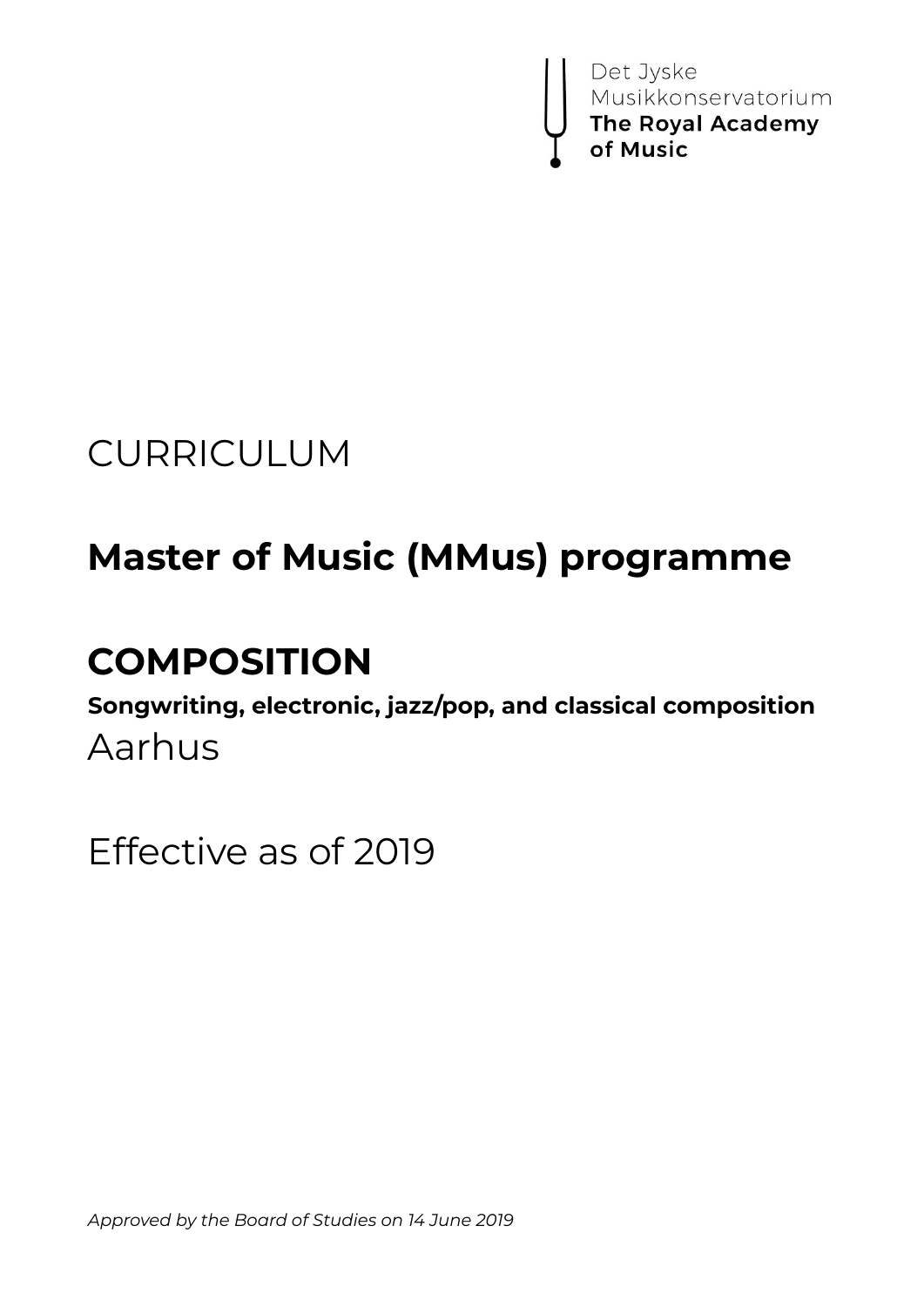Det Jyske Musikkonservatorium
**The Royal Academy of Music**

CURRICULUM

# Master of Music (MMus) programme

# COMPOSITION

**Songwriting, electronic, jazz/pop, and classical composition**

Aarhus

Effective as of 2019

*Approved by the Board of Studies on 14 June 2019*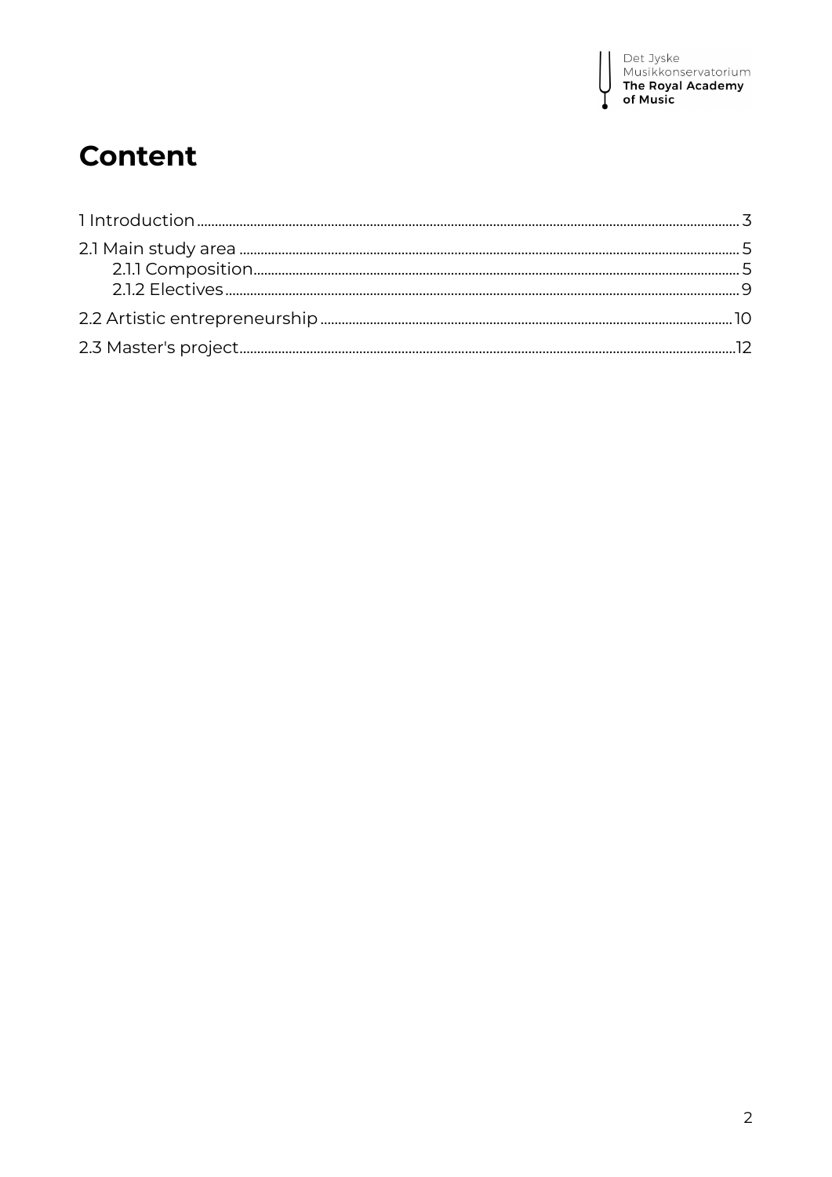# Content

1 Introduction ..... 3

2.1 Main study area ..... 5

- 2.1.1 Composition ..... 5
- 2.1.2 Electives ..... 9

2.2 Artistic entrepreneurship ..... 10

2.3 Master's project ..... 12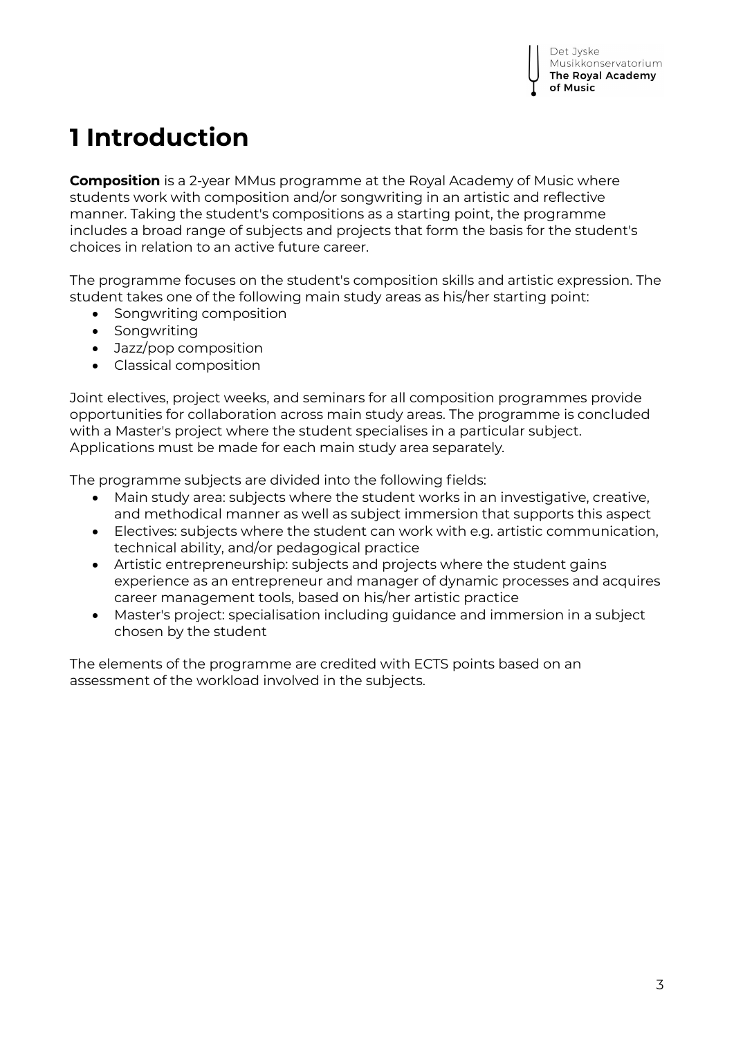# 1 Introduction

**Composition** is a 2-year MMus programme at the Royal Academy of Music where students work with composition and/or songwriting in an artistic and reflective manner. Taking the student's compositions as a starting point, the programme includes a broad range of subjects and projects that form the basis for the student's choices in relation to an active future career.

The programme focuses on the student's composition skills and artistic expression. The student takes one of the following main study areas as his/her starting point:

- Songwriting composition
- Songwriting
- Jazz/pop composition
- Classical composition

Joint electives, project weeks, and seminars for all composition programmes provide opportunities for collaboration across main study areas. The programme is concluded with a Master's project where the student specialises in a particular subject. Applications must be made for each main study area separately.

The programme subjects are divided into the following fields:

- Main study area: subjects where the student works in an investigative, creative, and methodical manner as well as subject immersion that supports this aspect
- Electives: subjects where the student can work with e.g. artistic communication, technical ability, and/or pedagogical practice
- Artistic entrepreneurship: subjects and projects where the student gains experience as an entrepreneur and manager of dynamic processes and acquires career management tools, based on his/her artistic practice
- Master's project: specialisation including guidance and immersion in a subject chosen by the student

The elements of the programme are credited with ECTS points based on an assessment of the workload involved in the subjects.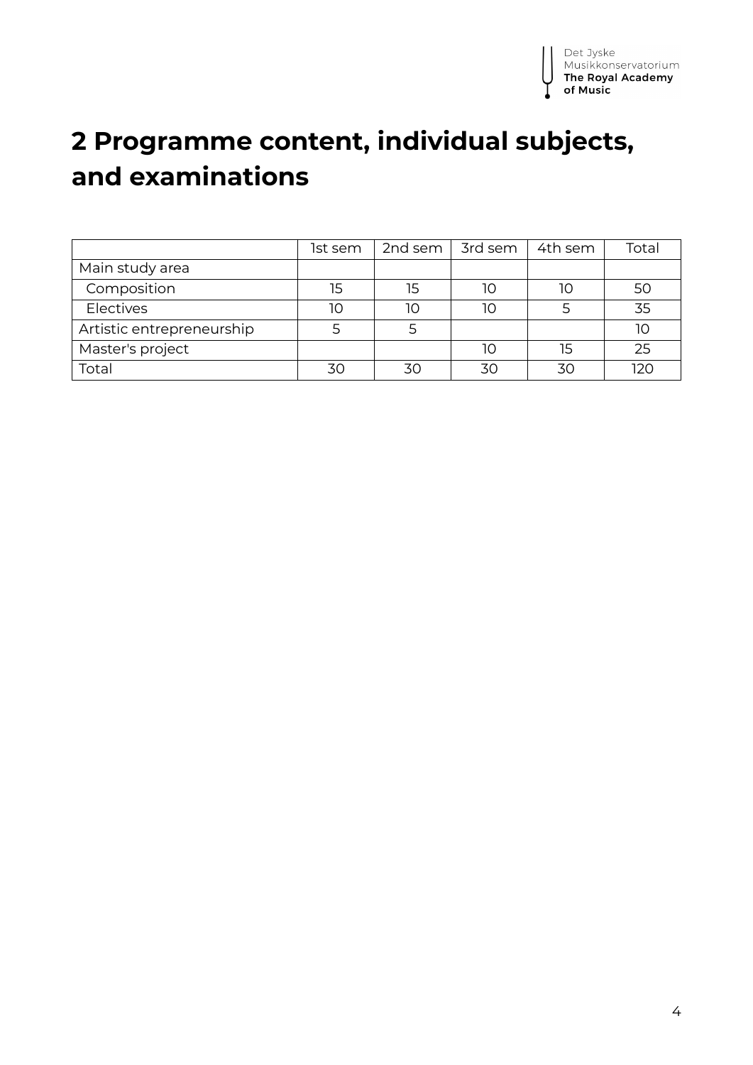# 2 Programme content, individual subjects, and examinations

| | 1st sem | 2nd sem | 3rd sem | 4th sem | Total |
|---|---|---|---|---|---|
| Main study area | | | | | |
| Composition | 15 | 15 | 10 | 10 | 50 |
| Electives | 10 | 10 | 10 | 5 | 35 |
| Artistic entrepreneurship | 5 | 5 | | | 10 |
| Master's project | | | 10 | 15 | 25 |
| Total | 30 | 30 | 30 | 30 | 120 |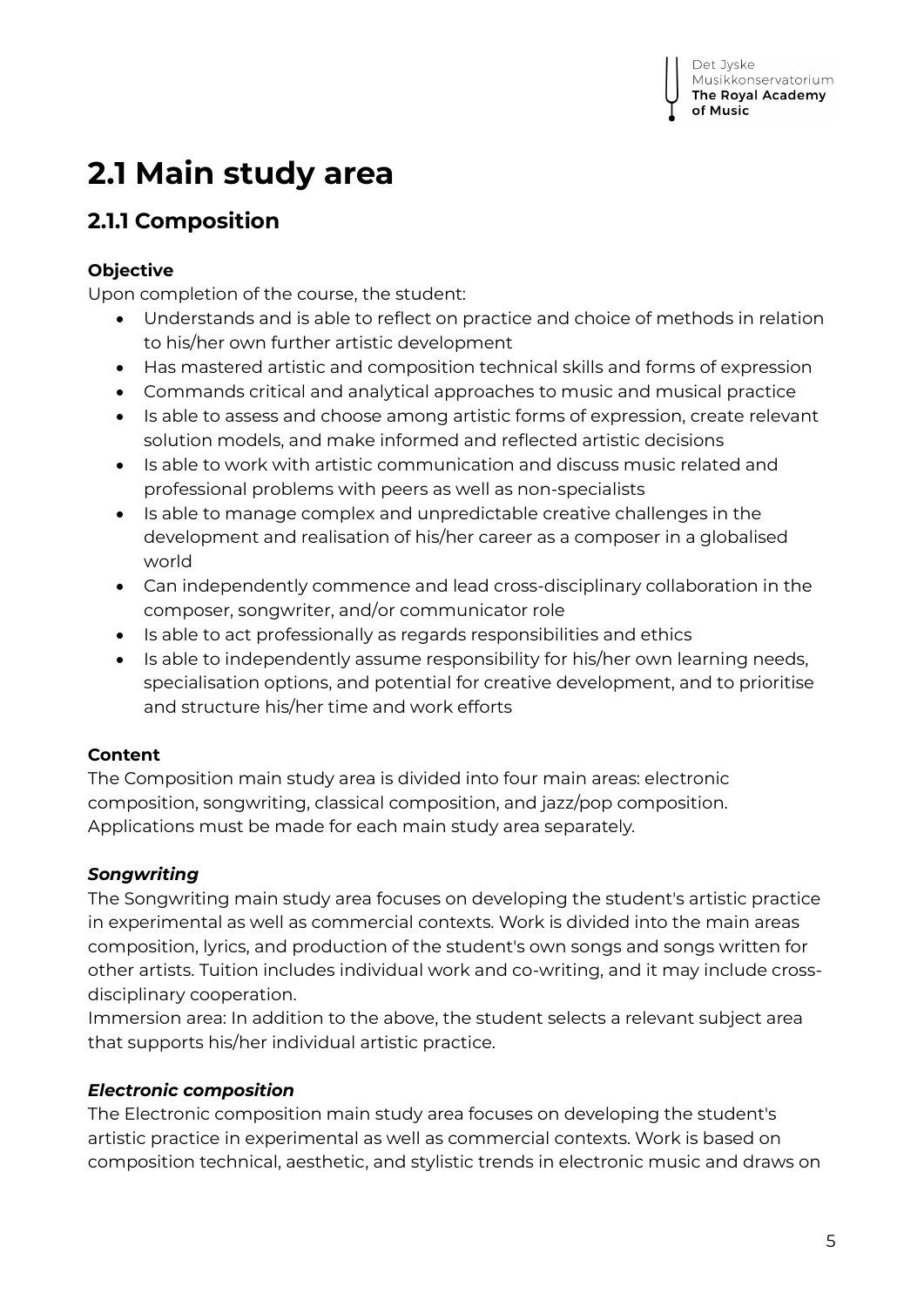# 2.1 Main study area

## 2.1.1 Composition

**Objective**

Upon completion of the course, the student:

- Understands and is able to reflect on practice and choice of methods in relation to his/her own further artistic development
- Has mastered artistic and composition technical skills and forms of expression
- Commands critical and analytical approaches to music and musical practice
- Is able to assess and choose among artistic forms of expression, create relevant solution models, and make informed and reflected artistic decisions
- Is able to work with artistic communication and discuss music related and professional problems with peers as well as non-specialists
- Is able to manage complex and unpredictable creative challenges in the development and realisation of his/her career as a composer in a globalised world
- Can independently commence and lead cross-disciplinary collaboration in the composer, songwriter, and/or communicator role
- Is able to act professionally as regards responsibilities and ethics
- Is able to independently assume responsibility for his/her own learning needs, specialisation options, and potential for creative development, and to prioritise and structure his/her time and work efforts

**Content**

The Composition main study area is divided into four main areas: electronic composition, songwriting, classical composition, and jazz/pop composition. Applications must be made for each main study area separately.

***Songwriting***

The Songwriting main study area focuses on developing the student's artistic practice in experimental as well as commercial contexts. Work is divided into the main areas composition, lyrics, and production of the student's own songs and songs written for other artists. Tuition includes individual work and co-writing, and it may include cross-disciplinary cooperation.

Immersion area: In addition to the above, the student selects a relevant subject area that supports his/her individual artistic practice.

***Electronic composition***

The Electronic composition main study area focuses on developing the student's artistic practice in experimental as well as commercial contexts. Work is based on composition technical, aesthetic, and stylistic trends in electronic music and draws on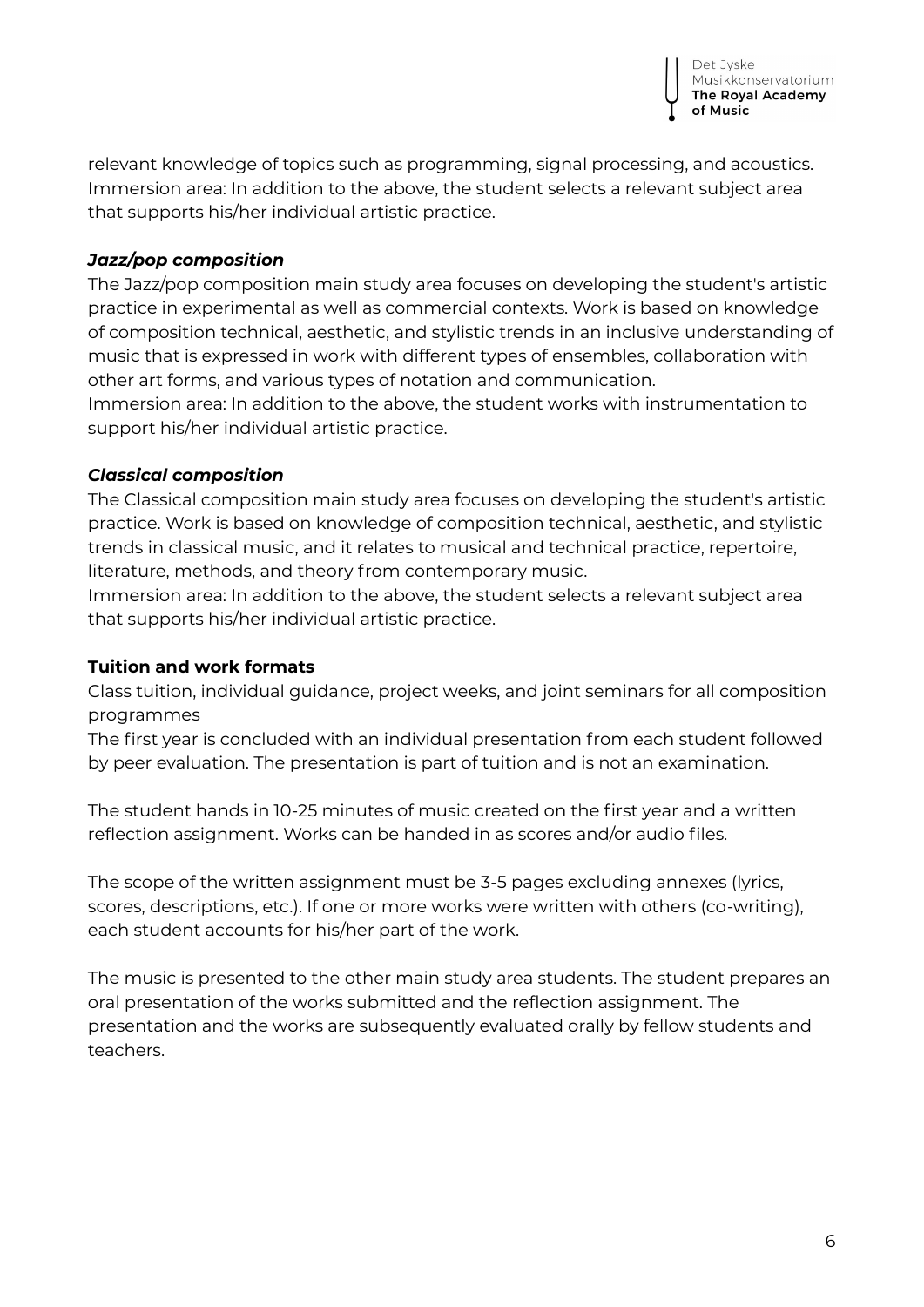relevant knowledge of topics such as programming, signal processing, and acoustics. Immersion area: In addition to the above, the student selects a relevant subject area that supports his/her individual artistic practice.

***Jazz/pop composition***

The Jazz/pop composition main study area focuses on developing the student's artistic practice in experimental as well as commercial contexts. Work is based on knowledge of composition technical, aesthetic, and stylistic trends in an inclusive understanding of music that is expressed in work with different types of ensembles, collaboration with other art forms, and various types of notation and communication.
Immersion area: In addition to the above, the student works with instrumentation to support his/her individual artistic practice.

***Classical composition***

The Classical composition main study area focuses on developing the student's artistic practice. Work is based on knowledge of composition technical, aesthetic, and stylistic trends in classical music, and it relates to musical and technical practice, repertoire, literature, methods, and theory from contemporary music.
Immersion area: In addition to the above, the student selects a relevant subject area that supports his/her individual artistic practice.

**Tuition and work formats**

Class tuition, individual guidance, project weeks, and joint seminars for all composition programmes
The first year is concluded with an individual presentation from each student followed by peer evaluation. The presentation is part of tuition and is not an examination.

The student hands in 10-25 minutes of music created on the first year and a written reflection assignment. Works can be handed in as scores and/or audio files.

The scope of the written assignment must be 3-5 pages excluding annexes (lyrics, scores, descriptions, etc.). If one or more works were written with others (co-writing), each student accounts for his/her part of the work.

The music is presented to the other main study area students. The student prepares an oral presentation of the works submitted and the reflection assignment. The presentation and the works are subsequently evaluated orally by fellow students and teachers.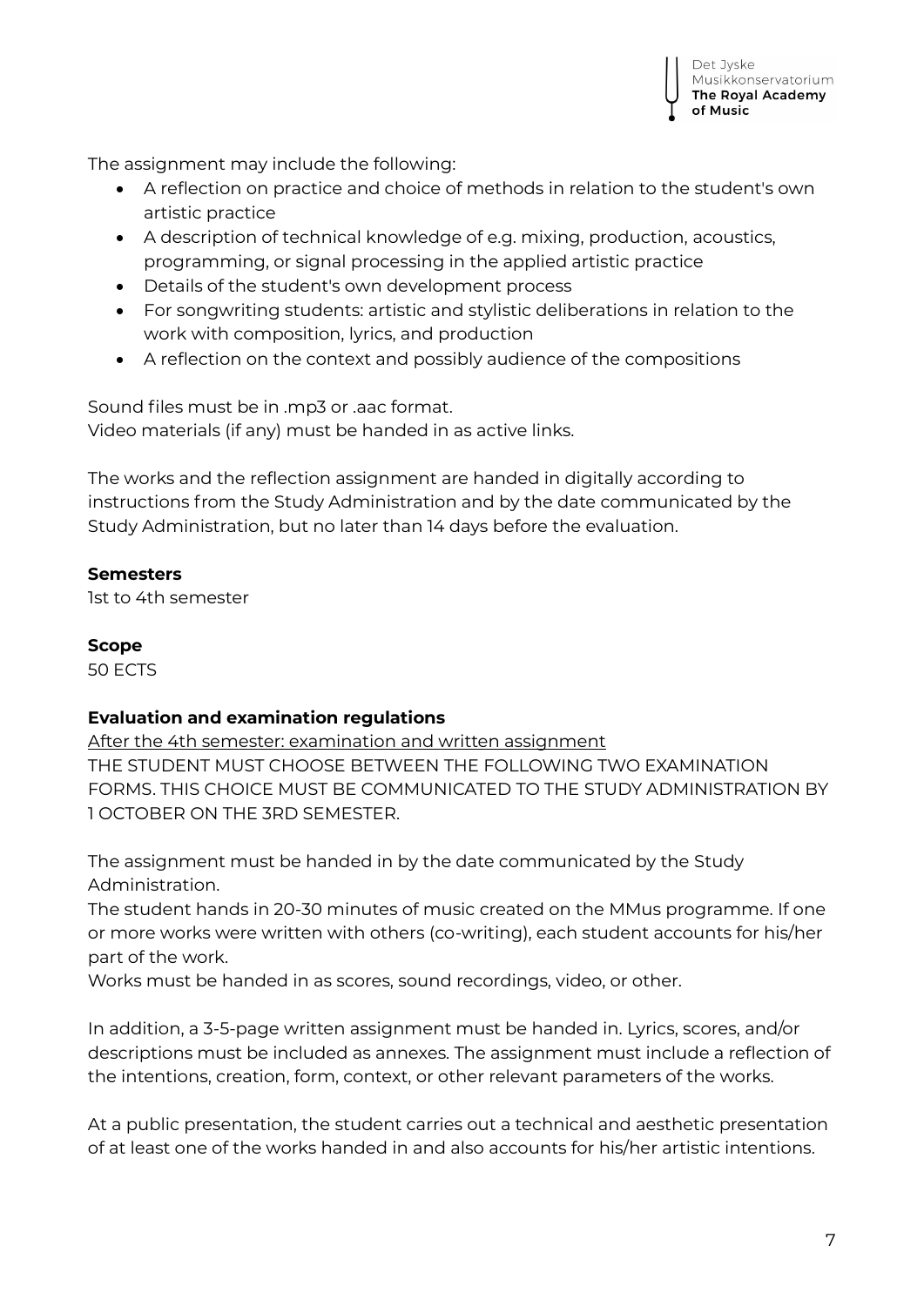The assignment may include the following:

- A reflection on practice and choice of methods in relation to the student's own artistic practice
- A description of technical knowledge of e.g. mixing, production, acoustics, programming, or signal processing in the applied artistic practice
- Details of the student's own development process
- For songwriting students: artistic and stylistic deliberations in relation to the work with composition, lyrics, and production
- A reflection on the context and possibly audience of the compositions

Sound files must be in .mp3 or .aac format.
Video materials (if any) must be handed in as active links.

The works and the reflection assignment are handed in digitally according to instructions from the Study Administration and by the date communicated by the Study Administration, but no later than 14 days before the evaluation.

**Semesters**
1st to 4th semester

**Scope**
50 ECTS

**Evaluation and examination regulations**
<u>After the 4th semester: examination and written assignment</u>
THE STUDENT MUST CHOOSE BETWEEN THE FOLLOWING TWO EXAMINATION FORMS. THIS CHOICE MUST BE COMMUNICATED TO THE STUDY ADMINISTRATION BY 1 OCTOBER ON THE 3RD SEMESTER.

The assignment must be handed in by the date communicated by the Study Administration.
The student hands in 20-30 minutes of music created on the MMus programme. If one or more works were written with others (co-writing), each student accounts for his/her part of the work.
Works must be handed in as scores, sound recordings, video, or other.

In addition, a 3-5-page written assignment must be handed in. Lyrics, scores, and/or descriptions must be included as annexes. The assignment must include a reflection of the intentions, creation, form, context, or other relevant parameters of the works.

At a public presentation, the student carries out a technical and aesthetic presentation of at least one of the works handed in and also accounts for his/her artistic intentions.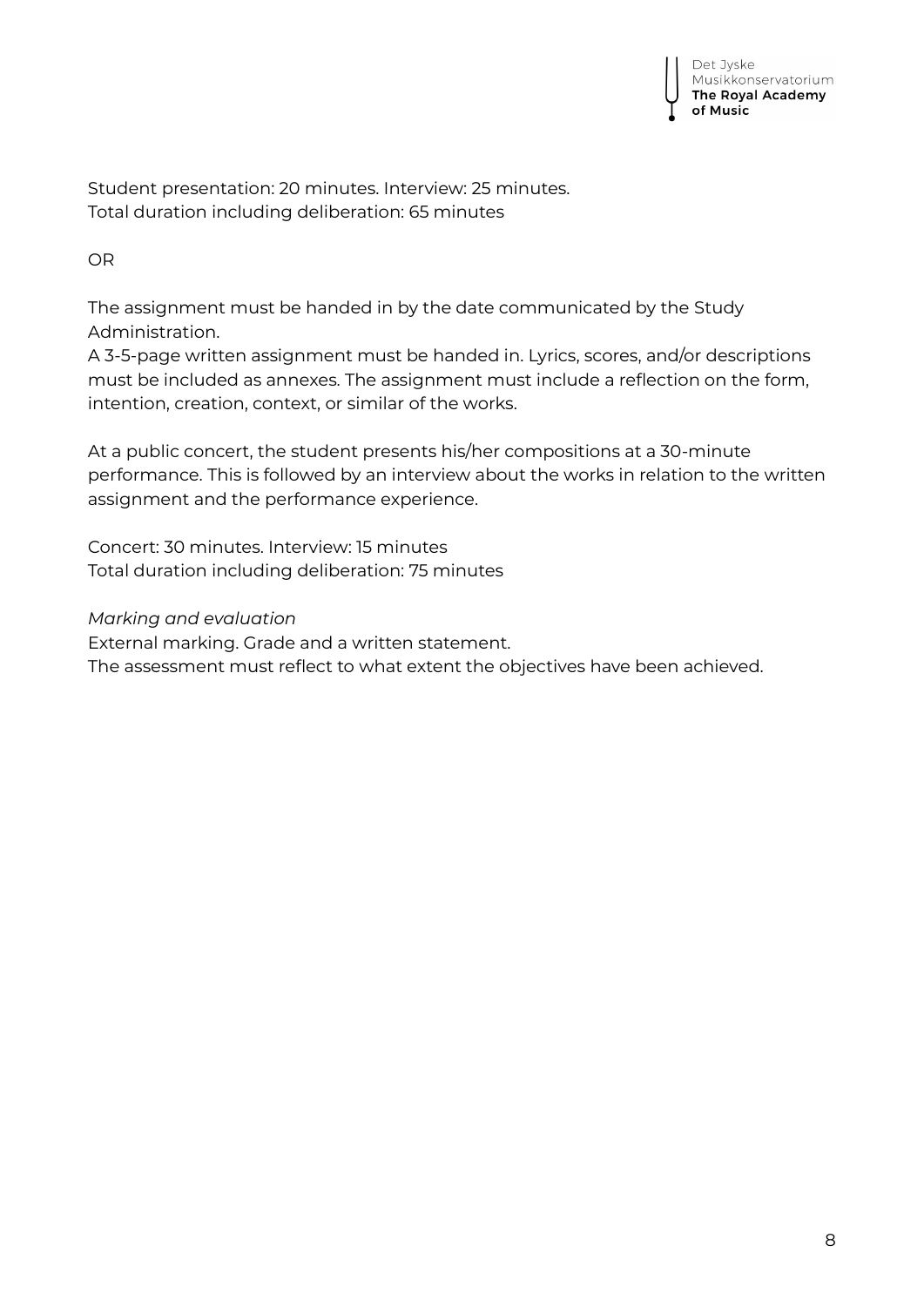Student presentation: 20 minutes. Interview: 25 minutes.
Total duration including deliberation: 65 minutes

OR

The assignment must be handed in by the date communicated by the Study Administration.
A 3-5-page written assignment must be handed in. Lyrics, scores, and/or descriptions must be included as annexes. The assignment must include a reflection on the form, intention, creation, context, or similar of the works.

At a public concert, the student presents his/her compositions at a 30-minute performance. This is followed by an interview about the works in relation to the written assignment and the performance experience.

Concert: 30 minutes. Interview: 15 minutes
Total duration including deliberation: 75 minutes

*Marking and evaluation*
External marking. Grade and a written statement.
The assessment must reflect to what extent the objectives have been achieved.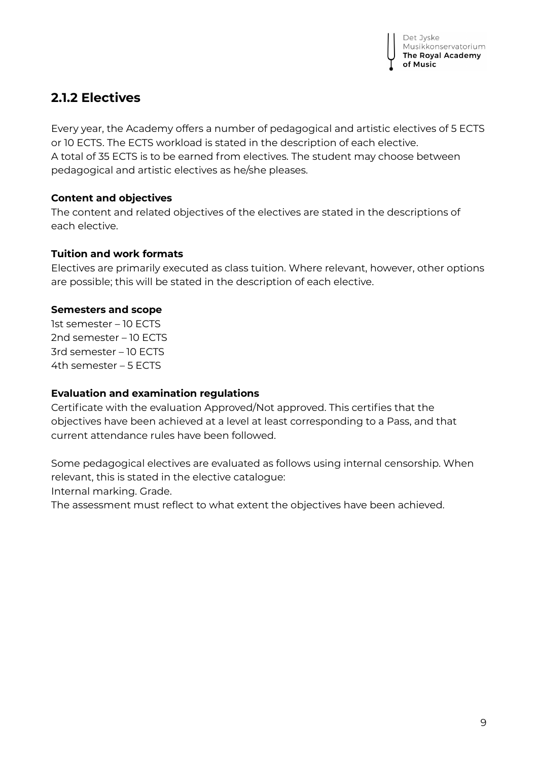## 2.1.2 Electives

Every year, the Academy offers a number of pedagogical and artistic electives of 5 ECTS or 10 ECTS. The ECTS workload is stated in the description of each elective.
A total of 35 ECTS is to be earned from electives. The student may choose between pedagogical and artistic electives as he/she pleases.

**Content and objectives**
The content and related objectives of the electives are stated in the descriptions of each elective.

**Tuition and work formats**
Electives are primarily executed as class tuition. Where relevant, however, other options are possible; this will be stated in the description of each elective.

**Semesters and scope**
1st semester – 10 ECTS
2nd semester – 10 ECTS
3rd semester – 10 ECTS
4th semester – 5 ECTS

**Evaluation and examination regulations**
Certificate with the evaluation Approved/Not approved. This certifies that the objectives have been achieved at a level at least corresponding to a Pass, and that current attendance rules have been followed.

Some pedagogical electives are evaluated as follows using internal censorship. When relevant, this is stated in the elective catalogue:
Internal marking. Grade.
The assessment must reflect to what extent the objectives have been achieved.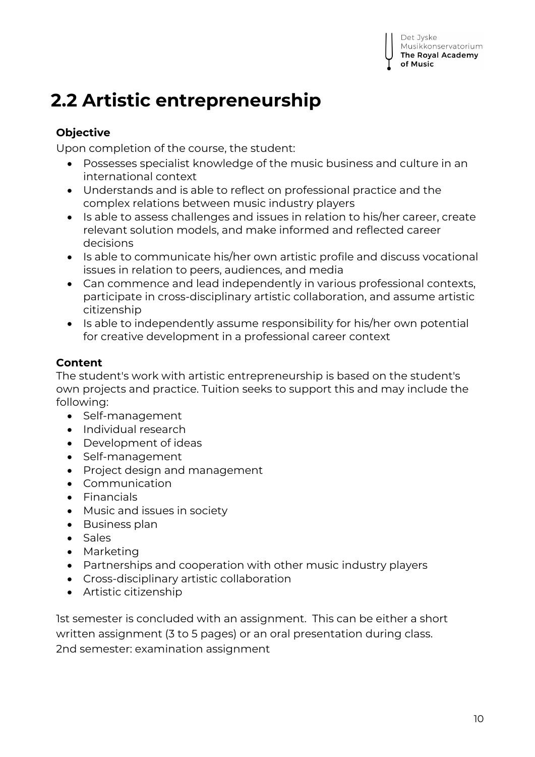## 2.2 Artistic entrepreneurship

**Objective**

Upon completion of the course, the student:

- Possesses specialist knowledge of the music business and culture in an international context
- Understands and is able to reflect on professional practice and the complex relations between music industry players
- Is able to assess challenges and issues in relation to his/her career, create relevant solution models, and make informed and reflected career decisions
- Is able to communicate his/her own artistic profile and discuss vocational issues in relation to peers, audiences, and media
- Can commence and lead independently in various professional contexts, participate in cross-disciplinary artistic collaboration, and assume artistic citizenship
- Is able to independently assume responsibility for his/her own potential for creative development in a professional career context

**Content**

The student's work with artistic entrepreneurship is based on the student's own projects and practice. Tuition seeks to support this and may include the following:

- Self-management
- Individual research
- Development of ideas
- Self-management
- Project design and management
- Communication
- Financials
- Music and issues in society
- Business plan
- Sales
- Marketing
- Partnerships and cooperation with other music industry players
- Cross-disciplinary artistic collaboration
- Artistic citizenship

1st semester is concluded with an assignment. This can be either a short written assignment (3 to 5 pages) or an oral presentation during class.
2nd semester: examination assignment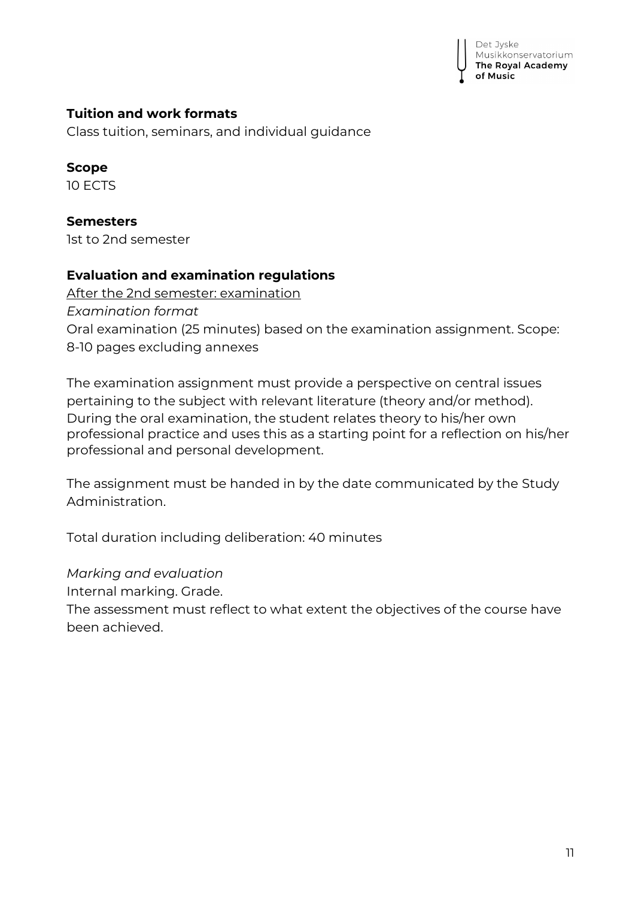### Tuition and work formats
Class tuition, seminars, and individual guidance

### Scope
10 ECTS

### Semesters
1st to 2nd semester

### Evaluation and examination regulations
<u>After the 2nd semester: examination</u>

*Examination format*

Oral examination (25 minutes) based on the examination assignment. Scope: 8-10 pages excluding annexes

The examination assignment must provide a perspective on central issues pertaining to the subject with relevant literature (theory and/or method). During the oral examination, the student relates theory to his/her own professional practice and uses this as a starting point for a reflection on his/her professional and personal development.

The assignment must be handed in by the date communicated by the Study Administration.

Total duration including deliberation: 40 minutes

*Marking and evaluation*

Internal marking. Grade.

The assessment must reflect to what extent the objectives of the course have been achieved.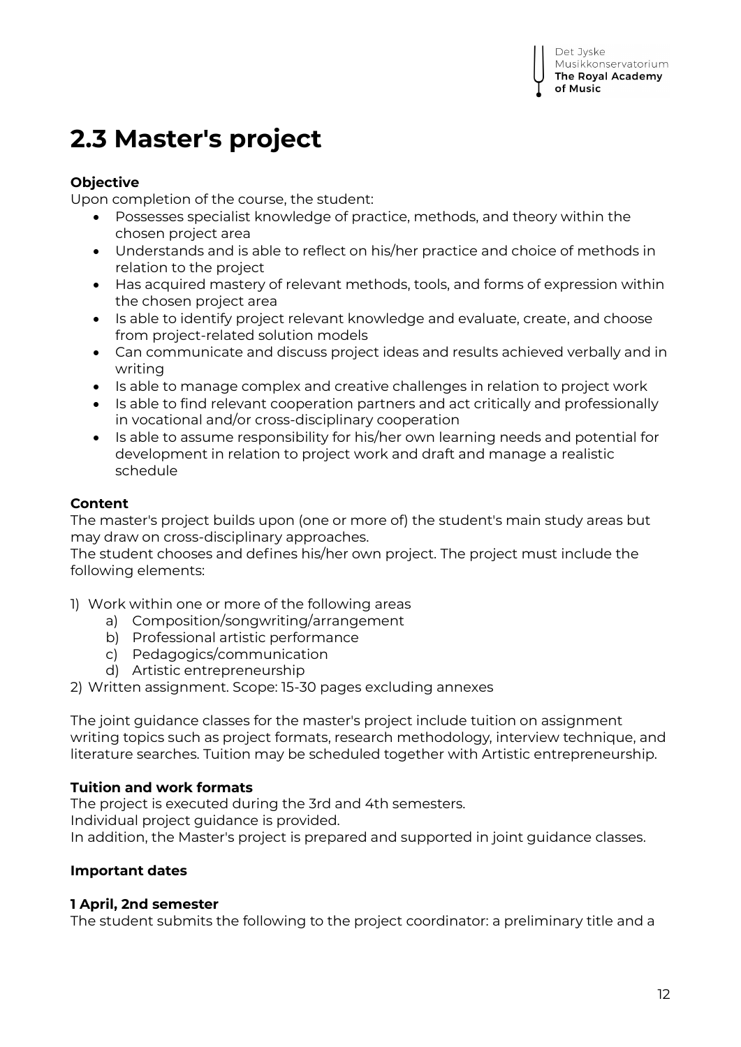## 2.3 Master's project

**Objective**

Upon completion of the course, the student:

- Possesses specialist knowledge of practice, methods, and theory within the chosen project area
- Understands and is able to reflect on his/her practice and choice of methods in relation to the project
- Has acquired mastery of relevant methods, tools, and forms of expression within the chosen project area
- Is able to identify project relevant knowledge and evaluate, create, and choose from project-related solution models
- Can communicate and discuss project ideas and results achieved verbally and in writing
- Is able to manage complex and creative challenges in relation to project work
- Is able to find relevant cooperation partners and act critically and professionally in vocational and/or cross-disciplinary cooperation
- Is able to assume responsibility for his/her own learning needs and potential for development in relation to project work and draft and manage a realistic schedule

**Content**

The master's project builds upon (one or more of) the student's main study areas but may draw on cross-disciplinary approaches.
The student chooses and defines his/her own project. The project must include the following elements:

1) Work within one or more of the following areas
   a) Composition/songwriting/arrangement
   b) Professional artistic performance
   c) Pedagogics/communication
   d) Artistic entrepreneurship
2) Written assignment. Scope: 15-30 pages excluding annexes

The joint guidance classes for the master's project include tuition on assignment writing topics such as project formats, research methodology, interview technique, and literature searches. Tuition may be scheduled together with Artistic entrepreneurship.

**Tuition and work formats**

The project is executed during the 3rd and 4th semesters.
Individual project guidance is provided.
In addition, the Master's project is prepared and supported in joint guidance classes.

**Important dates**

**1 April, 2nd semester**

The student submits the following to the project coordinator: a preliminary title and a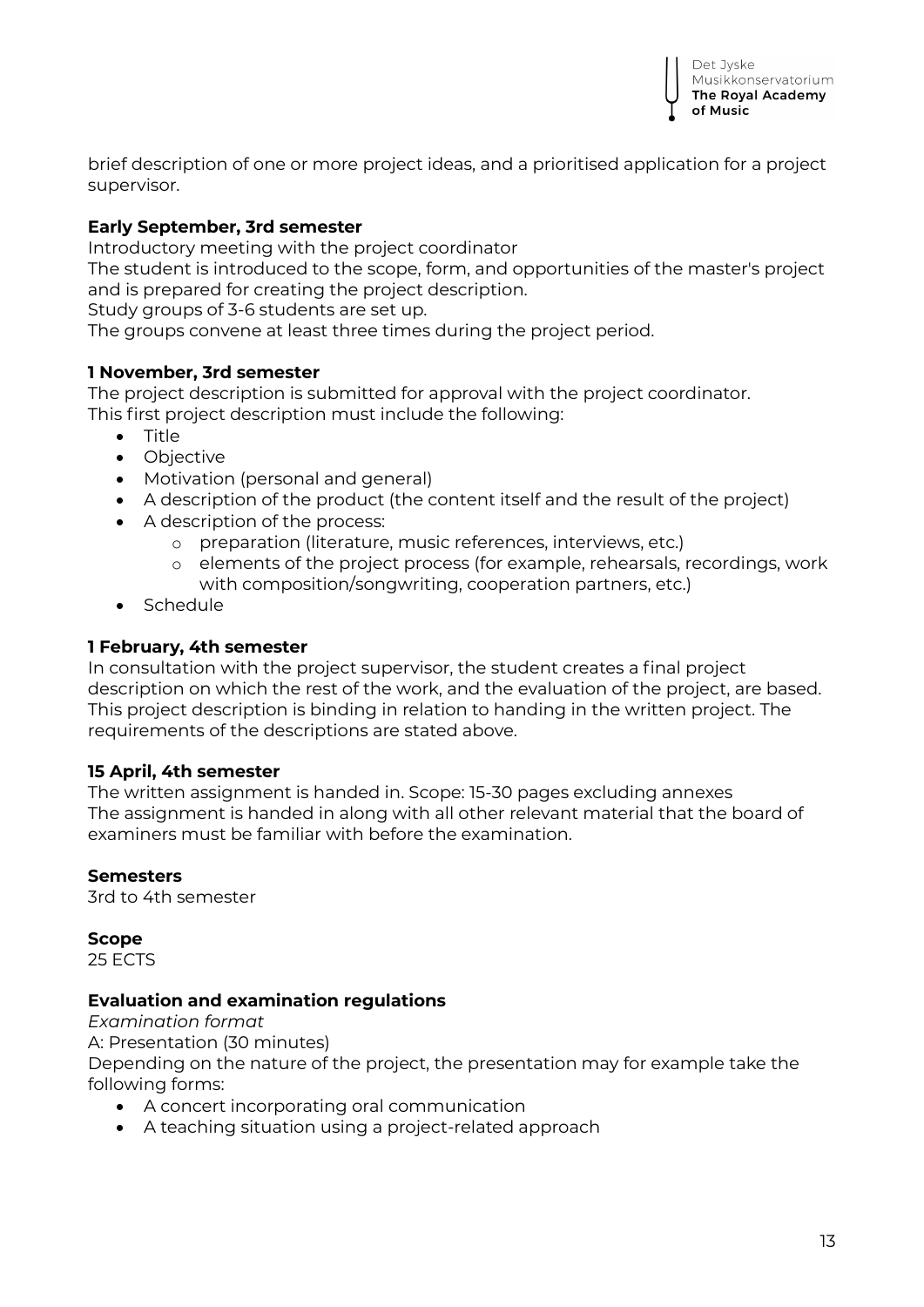brief description of one or more project ideas, and a prioritised application for a project supervisor.

**Early September, 3rd semester**

Introductory meeting with the project coordinator

The student is introduced to the scope, form, and opportunities of the master's project and is prepared for creating the project description.

Study groups of 3-6 students are set up.

The groups convene at least three times during the project period.

**1 November, 3rd semester**

The project description is submitted for approval with the project coordinator.

This first project description must include the following:

- Title
- Objective
- Motivation (personal and general)
- A description of the product (the content itself and the result of the project)
- A description of the process:
    - preparation (literature, music references, interviews, etc.)
    - elements of the project process (for example, rehearsals, recordings, work with composition/songwriting, cooperation partners, etc.)
- Schedule

**1 February, 4th semester**

In consultation with the project supervisor, the student creates a final project description on which the rest of the work, and the evaluation of the project, are based. This project description is binding in relation to handing in the written project. The requirements of the descriptions are stated above.

**15 April, 4th semester**

The written assignment is handed in. Scope: 15-30 pages excluding annexes

The assignment is handed in along with all other relevant material that the board of examiners must be familiar with before the examination.

**Semesters**

3rd to 4th semester

**Scope**

25 ECTS

**Evaluation and examination regulations**

*Examination format*

A: Presentation (30 minutes)

Depending on the nature of the project, the presentation may for example take the following forms:

- A concert incorporating oral communication
- A teaching situation using a project-related approach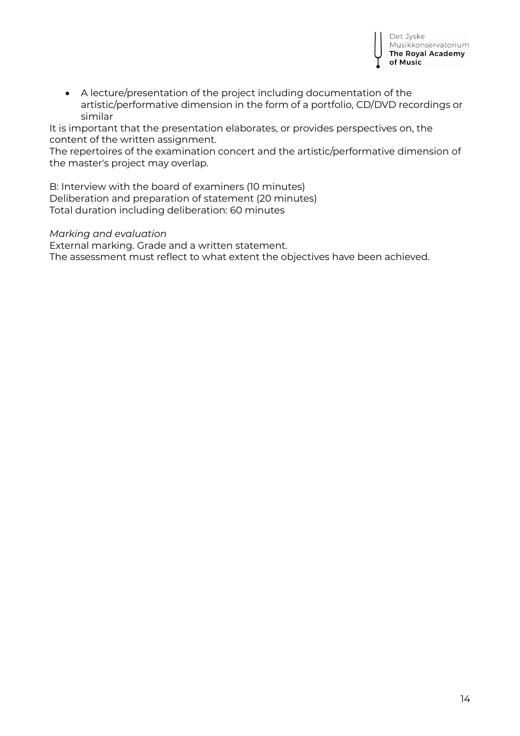- A lecture/presentation of the project including documentation of the artistic/performative dimension in the form of a portfolio, CD/DVD recordings or similar

It is important that the presentation elaborates, or provides perspectives on, the content of the written assignment.
The repertoires of the examination concert and the artistic/performative dimension of the master's project may overlap.

B: Interview with the board of examiners (10 minutes)
Deliberation and preparation of statement (20 minutes)
Total duration including deliberation: 60 minutes

*Marking and evaluation*
External marking. Grade and a written statement.
The assessment must reflect to what extent the objectives have been achieved.